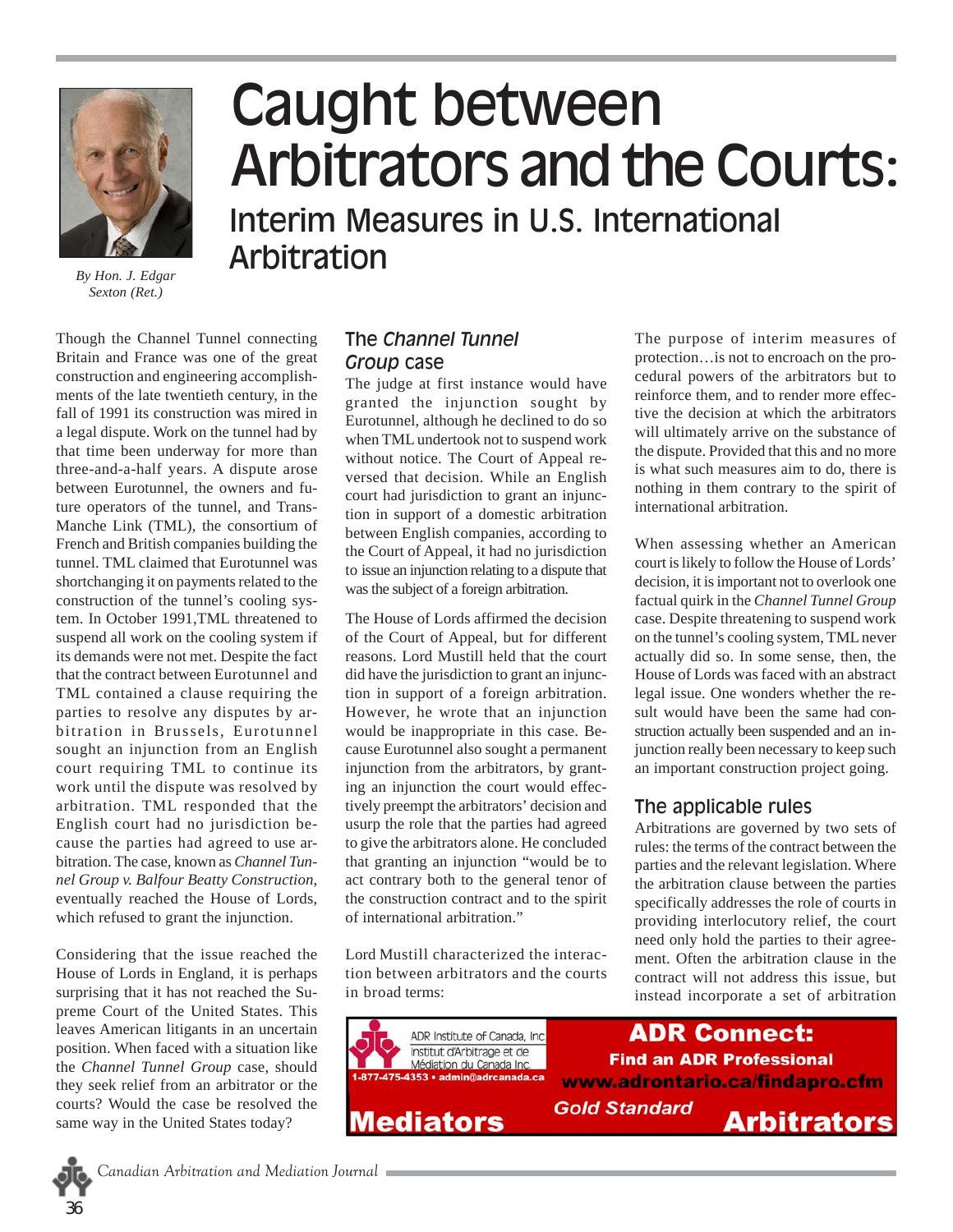# Caught between Arbitrators and the Courts:

## Interim Measures in U.S. International Arbitration

*By Hon. J. Edgar Sexton (Ret.)*

Though the Channel Tunnel connecting Britain and France was one of the great construction and engineering accomplishments of the late twentieth century, in the fall of 1991 its construction was mired in a legal dispute. Work on the tunnel had by that time been underway for more than three-and-a-half years. A dispute arose between Eurotunnel, the owners and future operators of the tunnel, and Trans-Manche Link (TML), the consortium of French and British companies building the tunnel. TML claimed that Eurotunnel was shortchanging it on payments related to the construction of the tunnel's cooling system. In October 1991,TML threatened to suspend all work on the cooling system if its demands were not met. Despite the fact that the contract between Eurotunnel and TML contained a clause requiring the parties to resolve any disputes by arbitration in Brussels, Eurotunnel sought an injunction from an English court requiring TML to continue its work until the dispute was resolved by arbitration. TML responded that the English court had no jurisdiction because the parties had agreed to use arbitration. The case, known as *Channel Tunnel Group v. Balfour Beatty Construction*, eventually reached the House of Lords, which refused to grant the injunction.

Considering that the issue reached the House of Lords in England, it is perhaps surprising that it has not reached the Supreme Court of the United States. This leaves American litigants in an uncertain position. When faced with a situation like the *Channel Tunnel Group* case, should they seek relief from an arbitrator or the courts? Would the case be resolved the same way in the United States today?

### The *Channel Tunnel Group* case

The judge at first instance would have granted the injunction sought by Eurotunnel, although he declined to do so when TML undertook not to suspend work without notice. The Court of Appeal reversed that decision. While an English court had jurisdiction to grant an injunction in support of a domestic arbitration between English companies, according to the Court of Appeal, it had no jurisdiction to issue an injunction relating to a dispute that was the subject of a foreign arbitration.

The House of Lords affirmed the decision of the Court of Appeal, but for different reasons. Lord Mustill held that the court did have the jurisdiction to grant an injunction in support of a foreign arbitration. However, he wrote that an injunction would be inappropriate in this case. Because Eurotunnel also sought a permanent injunction from the arbitrators, by granting an injunction the court would effectively preempt the arbitrators' decision and usurp the role that the parties had agreed to give the arbitrators alone. He concluded that granting an injunction "would be to act contrary both to the general tenor of the construction contract and to the spirit of international arbitration."

Lord Mustill characterized the interaction between arbitrators and the courts in broad terms:

> The purpose of interim measures of protection…is not to encroach on the procedural powers of the arbitrators but to reinforce them, and to render more effective the decision at which the arbitrators will ultimately arrive on the substance of the dispute. Provided that this and no more is what such measures aim to do, there is nothing in them contrary to the spirit of international arbitration.

When assessing whether an American court is likely to follow the House of Lords' decision, it is important not to overlook one factual quirk in the *Channel Tunnel Group* case. Despite threatening to suspend work on the tunnel's cooling system, TML never actually did so. In some sense, then, the House of Lords was faced with an abstract legal issue. One wonders whether the result would have been the same had construction actually been suspended and an injunction really been necessary to keep such an important construction project going.

### The applicable rules

Arbitrations are governed by two sets of rules: the terms of the contract between the parties and the relevant legislation. Where the arbitration clause between the parties specifically addresses the role of courts in providing interlocutory relief, the court need only hold the parties to their agreement. Often the arbitration clause in the contract will not address this issue, but instead incorporate a set of arbitration

ADR Institute of Canada, Inc. / Institut d'Arbitrage et de Médiation du Canada Inc.
1-877-475-4353 • admin@adrcanada.ca

**ADR Connect:**
**Find an ADR Professional**
**www.adrontario.ca/findapro.cfm**
*Gold Standard*
**Mediators** **Arbitrators**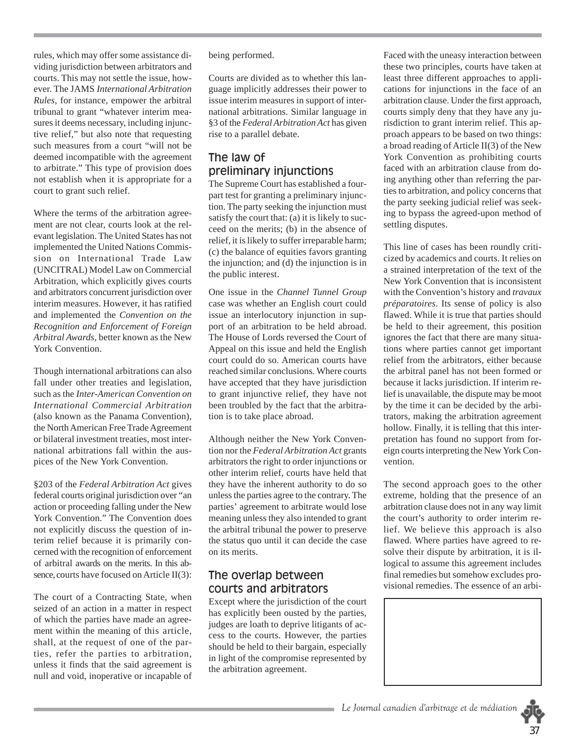rules, which may offer some assistance dividing jurisdiction between arbitrators and courts. This may not settle the issue, however. The JAMS *International Arbitration Rules*, for instance, empower the arbitral tribunal to grant "whatever interim measures it deems necessary, including injunctive relief," but also note that requesting such measures from a court "will not be deemed incompatible with the agreement to arbitrate." This type of provision does not establish when it is appropriate for a court to grant such relief.

Where the terms of the arbitration agreement are not clear, courts look at the relevant legislation. The United States has not implemented the United Nations Commission on International Trade Law (UNCITRAL) Model Law on Commercial Arbitration, which explicitly gives courts and arbitrators concurrent jurisdiction over interim measures. However, it has ratified and implemented the *Convention on the Recognition and Enforcement of Foreign Arbitral Awards*, better known as the New York Convention.

Though international arbitrations can also fall under other treaties and legislation, such as the *Inter-American Convention on International Commercial Arbitration* (also known as the Panama Convention), the North American Free Trade Agreement or bilateral investment treaties, most international arbitrations fall within the auspices of the New York Convention.

§203 of the *Federal Arbitration Act* gives federal courts original jurisdiction over "an action or proceeding falling under the New York Convention." The Convention does not explicitly discuss the question of interim relief because it is primarily concerned with the recognition of enforcement of arbitral awards on the merits. In this absence, courts have focused on Article II(3):

The court of a Contracting State, when seized of an action in a matter in respect of which the parties have made an agreement within the meaning of this article, shall, at the request of one of the parties, refer the parties to arbitration, unless it finds that the said agreement is null and void, inoperative or incapable of being performed.

Courts are divided as to whether this language implicitly addresses their power to issue interim measures in support of international arbitrations. Similar language in §3 of the *Federal Arbitration Act* has given rise to a parallel debate.

## The law of preliminary injunctions

The Supreme Court has established a four-part test for granting a preliminary injunction. The party seeking the injunction must satisfy the court that: (a) it is likely to succeed on the merits; (b) in the absence of relief, it is likely to suffer irreparable harm; (c) the balance of equities favors granting the injunction; and (d) the injunction is in the public interest.

One issue in the *Channel Tunnel Group* case was whether an English court could issue an interlocutory injunction in support of an arbitration to be held abroad. The House of Lords reversed the Court of Appeal on this issue and held the English court could do so. American courts have reached similar conclusions. Where courts have accepted that they have jurisdiction to grant injunctive relief, they have not been troubled by the fact that the arbitration is to take place abroad.

Although neither the New York Convention nor the *Federal Arbitration Act* grants arbitrators the right to order injunctions or other interim relief, courts have held that they have the inherent authority to do so unless the parties agree to the contrary. The parties' agreement to arbitrate would lose meaning unless they also intended to grant the arbitral tribunal the power to preserve the status quo until it can decide the case on its merits.

## The overlap between courts and arbitrators

Except where the jurisdiction of the court has explicitly been ousted by the parties, judges are loath to deprive litigants of access to the courts. However, the parties should be held to their bargain, especially in light of the compromise represented by the arbitration agreement.

Faced with the uneasy interaction between these two principles, courts have taken at least three different approaches to applications for injunctions in the face of an arbitration clause. Under the first approach, courts simply deny that they have any jurisdiction to grant interim relief. This approach appears to be based on two things: a broad reading of Article II(3) of the New York Convention as prohibiting courts faced with an arbitration clause from doing anything other than referring the parties to arbitration, and policy concerns that the party seeking judicial relief was seeking to bypass the agreed-upon method of settling disputes.

This line of cases has been roundly criticized by academics and courts. It relies on a strained interpretation of the text of the New York Convention that is inconsistent with the Convention's history and *travaux préparatoires*. Its sense of policy is also flawed. While it is true that parties should be held to their agreement, this position ignores the fact that there are many situations where parties cannot get important relief from the arbitrators, either because the arbitral panel has not been formed or because it lacks jurisdiction. If interim relief is unavailable, the dispute may be moot by the time it can be decided by the arbitrators, making the arbitration agreement hollow. Finally, it is telling that this interpretation has found no support from foreign courts interpreting the New York Convention.

The second approach goes to the other extreme, holding that the presence of an arbitration clause does not in any way limit the court's authority to order interim relief. We believe this approach is also flawed. Where parties have agreed to resolve their dispute by arbitration, it is illogical to assume this agreement includes final remedies but somehow excludes provisional remedies. The essence of an arbi-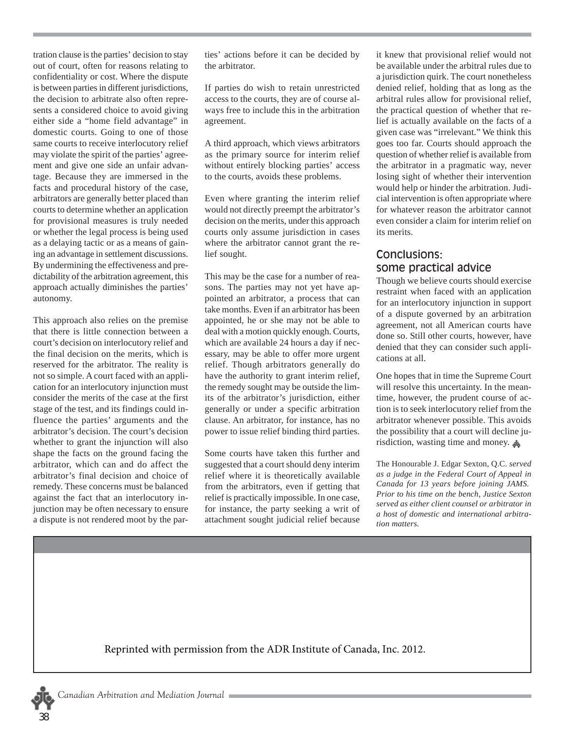tration clause is the parties' decision to stay out of court, often for reasons relating to confidentiality or cost. Where the dispute is between parties in different jurisdictions, the decision to arbitrate also often represents a considered choice to avoid giving either side a "home field advantage" in domestic courts. Going to one of those same courts to receive interlocutory relief may violate the spirit of the parties' agreement and give one side an unfair advantage. Because they are immersed in the facts and procedural history of the case, arbitrators are generally better placed than courts to determine whether an application for provisional measures is truly needed or whether the legal process is being used as a delaying tactic or as a means of gaining an advantage in settlement discussions. By undermining the effectiveness and predictability of the arbitration agreement, this approach actually diminishes the parties' autonomy.

This approach also relies on the premise that there is little connection between a court's decision on interlocutory relief and the final decision on the merits, which is reserved for the arbitrator. The reality is not so simple. A court faced with an application for an interlocutory injunction must consider the merits of the case at the first stage of the test, and its findings could influence the parties' arguments and the arbitrator's decision. The court's decision whether to grant the injunction will also shape the facts on the ground facing the arbitrator, which can and do affect the arbitrator's final decision and choice of remedy. These concerns must be balanced against the fact that an interlocutory injunction may be often necessary to ensure a dispute is not rendered moot by the parties' actions before it can be decided by the arbitrator.

If parties do wish to retain unrestricted access to the courts, they are of course always free to include this in the arbitration agreement.

A third approach, which views arbitrators as the primary source for interim relief without entirely blocking parties' access to the courts, avoids these problems.

Even where granting the interim relief would not directly preempt the arbitrator's decision on the merits, under this approach courts only assume jurisdiction in cases where the arbitrator cannot grant the relief sought.

This may be the case for a number of reasons. The parties may not yet have appointed an arbitrator, a process that can take months. Even if an arbitrator has been appointed, he or she may not be able to deal with a motion quickly enough. Courts, which are available 24 hours a day if necessary, may be able to offer more urgent relief. Though arbitrators generally do have the authority to grant interim relief, the remedy sought may be outside the limits of the arbitrator's jurisdiction, either generally or under a specific arbitration clause. An arbitrator, for instance, has no power to issue relief binding third parties.

Some courts have taken this further and suggested that a court should deny interim relief where it is theoretically available from the arbitrators, even if getting that relief is practically impossible. In one case, for instance, the party seeking a writ of attachment sought judicial relief because it knew that provisional relief would not be available under the arbitral rules due to a jurisdiction quirk. The court nonetheless denied relief, holding that as long as the arbitral rules allow for provisional relief, the practical question of whether that relief is actually available on the facts of a given case was "irrelevant." We think this goes too far. Courts should approach the question of whether relief is available from the arbitrator in a pragmatic way, never losing sight of whether their intervention would help or hinder the arbitration. Judicial intervention is often appropriate where for whatever reason the arbitrator cannot even consider a claim for interim relief on its merits.

## Conclusions: some practical advice

Though we believe courts should exercise restraint when faced with an application for an interlocutory injunction in support of a dispute governed by an arbitration agreement, not all American courts have done so. Still other courts, however, have denied that they can consider such applications at all.

One hopes that in time the Supreme Court will resolve this uncertainty. In the meantime, however, the prudent course of action is to seek interlocutory relief from the arbitrator whenever possible. This avoids the possibility that a court will decline jurisdiction, wasting time and money.

The Honourable J. Edgar Sexton, Q.C. *served as a judge in the Federal Court of Appeal in Canada for 13 years before joining JAMS. Prior to his time on the bench, Justice Sexton served as either client counsel or arbitrator in a host of domestic and international arbitration matters.*

Reprinted with permission from the ADR Institute of Canada, Inc. 2012.